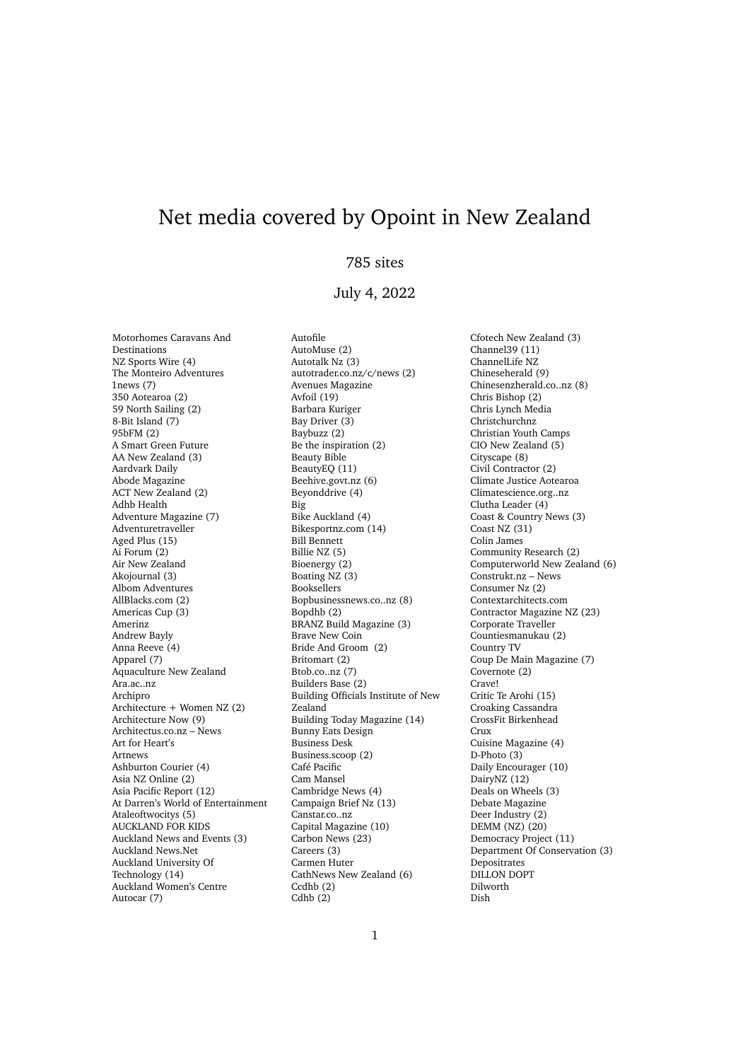# Net media covered by Opoint in New Zealand

785 sites

July 4, 2022

Motorhomes Caravans And Destinations
NZ Sports Wire (4)
The Monteiro Adventures
1news (7)
350 Aotearoa (2)
59 North Sailing (2)
8-Bit Island (7)
95bFM (2)
A Smart Green Future
AA New Zealand (3)
Aardvark Daily
Abode Magazine
ACT New Zealand (2)
Adhb Health
Adventure Magazine (7)
Adventuretraveller
Aged Plus (15)
Ai Forum (2)
Air New Zealand
Akojournal (3)
Albom Adventures
AllBlacks.com (2)
Americas Cup (3)
Amerinz
Andrew Bayly
Anna Reeve (4)
Apparel (7)
Aquaculture New Zealand
Ara.ac..nz
Archipro
Architecture + Women NZ (2)
Architecture Now (9)
Architectus.co.nz – News
Art for Heart's
Artnews
Ashburton Courier (4)
Asia NZ Online (2)
Asia Pacific Report (12)
At Darren's World of Entertainment
Ataleoftwocitys (5)
AUCKLAND FOR KIDS
Auckland News and Events (3)
Auckland News.Net
Auckland University Of Technology (14)
Auckland Women's Centre
Autocar (7)
Autofile
AutoMuse (2)
Autotalk Nz (3)
autotrader.co.nz/c/news (2)
Avenues Magazine
Avfoil (19)
Barbara Kuriger
Bay Driver (3)
Baybuzz (2)
Be the inspiration (2)
Beauty Bible
BeautyEQ (11)
Beehive.govt.nz (6)
Beyonddrive (4)
Big
Bike Auckland (4)
Bikesportnz.com (14)
Bill Bennett
Billie NZ (5)
Bioenergy (2)
Boating NZ (3)
Booksellers
Bopbusinessnews.co..nz (8)
Bopdhb (2)
BRANZ Build Magazine (3)
Brave New Coin
Bride And Groom (2)
Britomart (2)
Btob.co..nz (7)
Builders Base (2)
Building Officials Institute of New Zealand
Building Today Magazine (14)
Bunny Eats Design
Business Desk
Business.scoop (2)
Café Pacific
Cam Mansel
Cambridge News (4)
Campaign Brief Nz (13)
Canstar.co..nz
Capital Magazine (10)
Carbon News (23)
Careers (3)
Carmen Huter
CathNews New Zealand (6)
Ccdhb (2)
Cdhb (2)
Cfotech New Zealand (3)
Channel39 (11)
ChannelLife NZ
Chineseherald (9)
Chinesenzherald.co..nz (8)
Chris Bishop (2)
Chris Lynch Media
Christchurchnz
Christian Youth Camps
CIO New Zealand (5)
Cityscape (8)
Civil Contractor (2)
Climate Justice Aotearoa
Climatescience.org..nz
Clutha Leader (4)
Coast & Country News (3)
Coast NZ (31)
Colin James
Community Research (2)
Computerworld New Zealand (6)
Construkt.nz – News
Consumer Nz (2)
Contextarchitects.com
Contractor Magazine NZ (23)
Corporate Traveller
Countiesmanukau (2)
Country TV
Coup De Main Magazine (7)
Covernote (2)
Crave!
Critic Te Arohi (15)
Croaking Cassandra
CrossFit Birkenhead
Crux
Cuisine Magazine (4)
D-Photo (3)
Daily Encourager (10)
DairyNZ (12)
Deals on Wheels (3)
Debate Magazine
Deer Industry (2)
DEMM (NZ) (20)
Democracy Project (11)
Department Of Conservation (3)
Depositrates
DILLON DOPT
Dilworth
Dish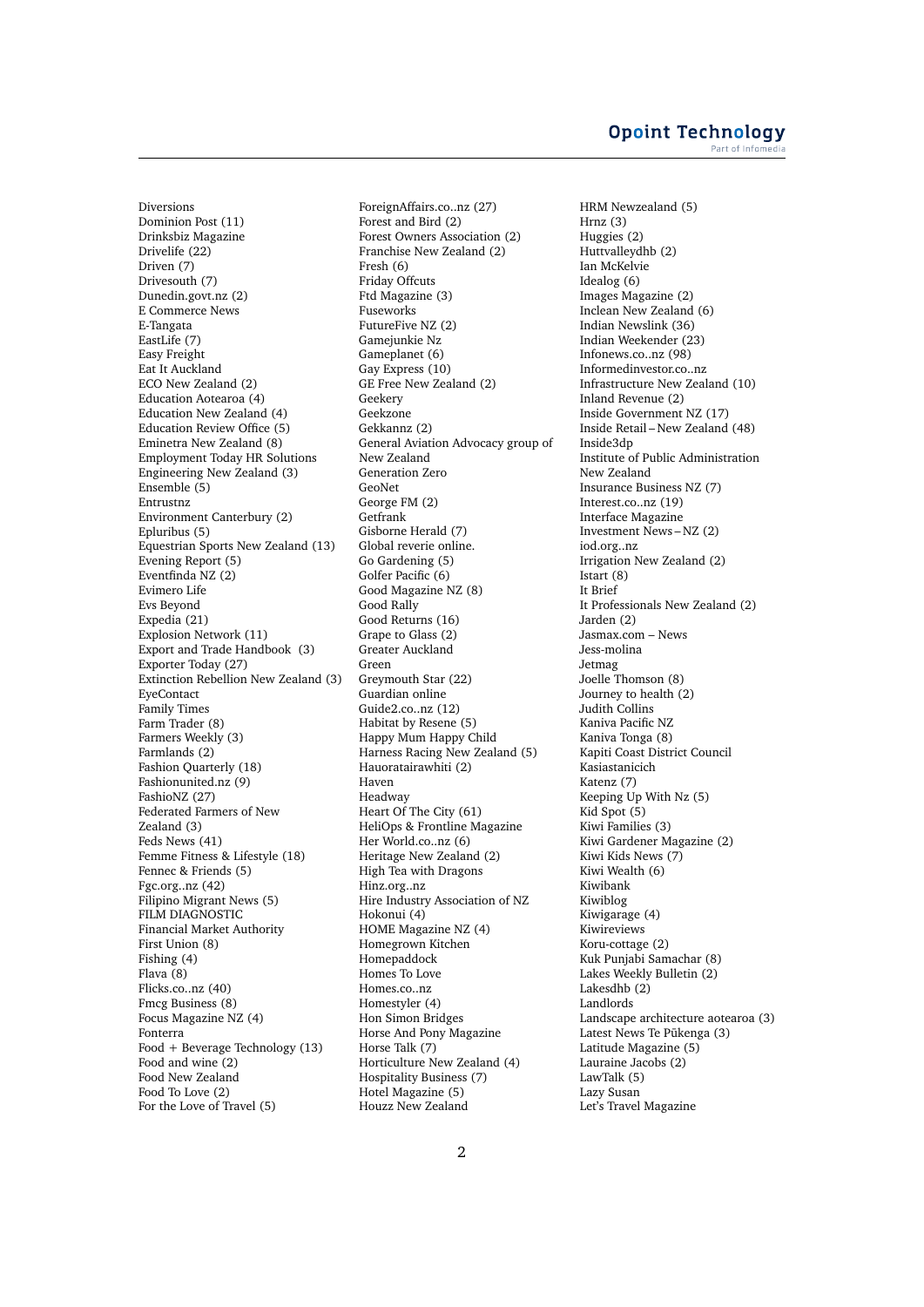Diversions
Dominion Post (11)
Drinksbiz Magazine
Drivelife (22)
Driven (7)
Drivesouth (7)
Dunedin.govt.nz (2)
E Commerce News
E-Tangata
EastLife (7)
Easy Freight
Eat It Auckland
ECO New Zealand (2)
Education Aotearoa (4)
Education New Zealand (4)
Education Review Office (5)
Eminetra New Zealand (8)
Employment Today HR Solutions
Engineering New Zealand (3)
Ensemble (5)
Entrustnz
Environment Canterbury (2)
Epluribus (5)
Equestrian Sports New Zealand (13)
Evening Report (5)
Eventfinda NZ (2)
Evimero Life
Evs Beyond
Expedia (21)
Explosion Network (11)
Export and Trade Handbook (3)
Exporter Today (27)
Extinction Rebellion New Zealand (3)
EyeContact
Family Times
Farm Trader (8)
Farmers Weekly (3)
Farmlands (2)
Fashion Quarterly (18)
Fashionunited.nz (9)
FashioNZ (27)
Federated Farmers of New Zealand (3)
Feds News (41)
Femme Fitness & Lifestyle (18)
Fennec & Friends (5)
Fgc.org..nz (42)
Filipino Migrant News (5)
FILM DIAGNOSTIC
Financial Market Authority
First Union (8)
Fishing (4)
Flava (8)
Flicks.co..nz (40)
Fmcg Business (8)
Focus Magazine NZ (4)
Fonterra
Food + Beverage Technology (13)
Food and wine (2)
Food New Zealand
Food To Love (2)
For the Love of Travel (5)
ForeignAffairs.co..nz (27)
Forest and Bird (2)
Forest Owners Association (2)
Franchise New Zealand (2)
Fresh (6)
Friday Offcuts
Ftd Magazine (3)
Fuseworks
FutureFive NZ (2)
Gamejunkie Nz
Gameplanet (6)
Gay Express (10)
GE Free New Zealand (2)
Geekery
Geekzone
Gekkannz (2)
General Aviation Advocacy group of New Zealand
Generation Zero
GeoNet
George FM (2)
Getfrank
Gisborne Herald (7)
Global reverie online.
Go Gardening (5)
Golfer Pacific (6)
Good Magazine NZ (8)
Good Rally
Good Returns (16)
Grape to Glass (2)
Greater Auckland
Green
Greymouth Star (22)
Guardian online
Guide2.co..nz (12)
Habitat by Resene (5)
Happy Mum Happy Child
Harness Racing New Zealand (5)
Hauoratairawhiti (2)
Haven
Headway
Heart Of The City (61)
HeliOps & Frontline Magazine
Her World.co..nz (6)
Heritage New Zealand (2)
High Tea with Dragons
Hinz.org..nz
Hire Industry Association of NZ
Hokonui (4)
HOME Magazine NZ (4)
Homegrown Kitchen
Homepaddock
Homes To Love
Homes.co..nz
Homestyler (4)
Hon Simon Bridges
Horse And Pony Magazine
Horse Talk (7)
Horticulture New Zealand (4)
Hospitality Business (7)
Hotel Magazine (5)
Houzz New Zealand
HRM Newzealand (5)
Hrnz (3)
Huggies (2)
Huttvalleydhb (2)
Ian McKelvie
Idealog (6)
Images Magazine (2)
Inclean New Zealand (6)
Indian Newslink (36)
Indian Weekender (23)
Infonews.co..nz (98)
Informedinvestor.co..nz
Infrastructure New Zealand (10)
Inland Revenue (2)
Inside Government NZ (17)
Inside Retail – New Zealand (48)
Inside3dp
Institute of Public Administration New Zealand
Insurance Business NZ (7)
Interest.co..nz (19)
Interface Magazine
Investment News – NZ (2)
iod.org..nz
Irrigation New Zealand (2)
Istart (8)
It Brief
It Professionals New Zealand (2)
Jarden (2)
Jasmax.com – News
Jess-molina
Jetmag
Joelle Thomson (8)
Journey to health (2)
Judith Collins
Kaniva Pacific NZ
Kaniva Tonga (8)
Kapiti Coast District Council
Kasiastanicich
Katenz (7)
Keeping Up With Nz (5)
Kid Spot (5)
Kiwi Families (3)
Kiwi Gardener Magazine (2)
Kiwi Kids News (7)
Kiwi Wealth (6)
Kiwibank
Kiwiblog
Kiwigarage (4)
Kiwireviews
Koru-cottage (2)
Kuk Punjabi Samachar (8)
Lakes Weekly Bulletin (2)
Lakesdhb (2)
Landlords
Landscape architecture aotearoa (3)
Latest News Te Pūkenga (3)
Latitude Magazine (5)
Lauraine Jacobs (2)
LawTalk (5)
Lazy Susan
Let's Travel Magazine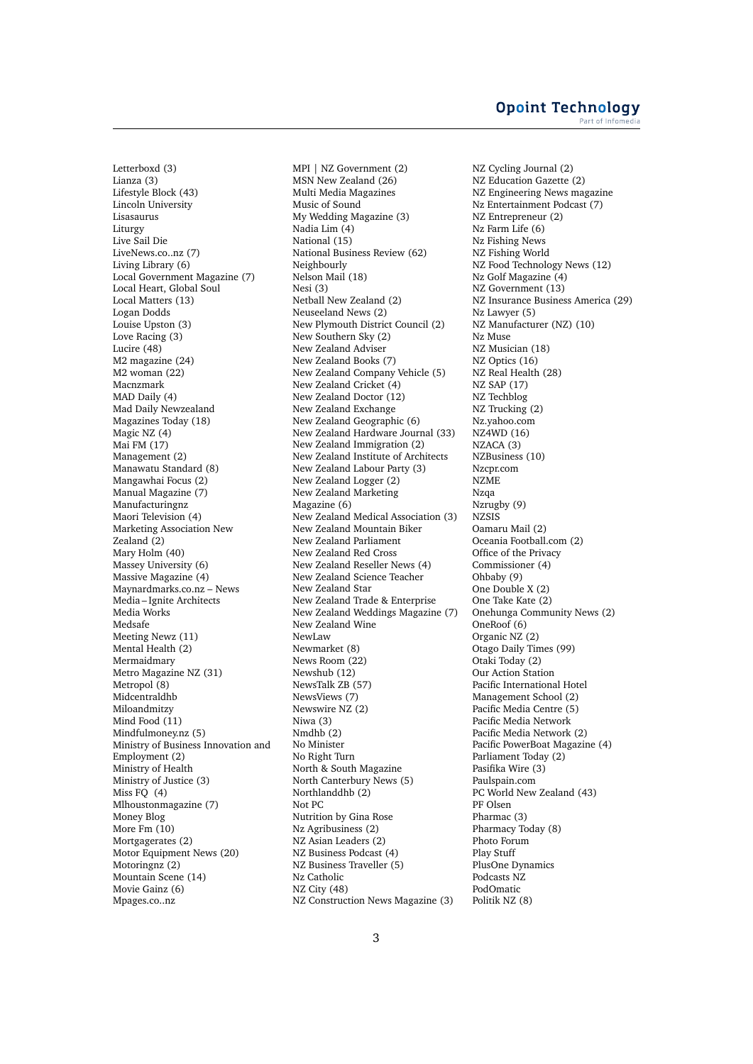Letterboxd (3)
Lianza (3)
Lifestyle Block (43)
Lincoln University
Lisasaurus
Liturgy
Live Sail Die
LiveNews.co..nz (7)
Living Library (6)
Local Government Magazine (7)
Local Heart, Global Soul
Local Matters (13)
Logan Dodds
Louise Upston (3)
Love Racing (3)
Lucire (48)
M2 magazine (24)
M2 woman (22)
Macnzmark
MAD Daily (4)
Mad Daily Newzealand
Magazines Today (18)
Magic NZ (4)
Mai FM (17)
Management (2)
Manawatu Standard (8)
Mangawhai Focus (2)
Manual Magazine (7)
Manufacturingnz
Maori Television (4)
Marketing Association New Zealand (2)
Mary Holm (40)
Massey University (6)
Massive Magazine (4)
Maynardmarks.co.nz – News
Media – Ignite Architects
Media Works
Medsafe
Meeting Newz (11)
Mental Health (2)
Mermaidmary
Metro Magazine NZ (31)
Metropol (8)
Midcentraldhb
Miloandmitzy
Mind Food (11)
Mindfulmoney.nz (5)
Ministry of Business Innovation and Employment (2)
Ministry of Health
Ministry of Justice (3)
Miss FQ (4)
Mlhoustonmagazine (7)
Money Blog
More Fm (10)
Mortgagerates (2)
Motor Equipment News (20)
Motoringnz (2)
Mountain Scene (14)
Movie Gainz (6)
Mpages.co..nz
MPI | NZ Government (2)
MSN New Zealand (26)
Multi Media Magazines
Music of Sound
My Wedding Magazine (3)
Nadia Lim (4)
National (15)
National Business Review (62)
Neighbourly
Nelson Mail (18)
Nesi (3)
Netball New Zealand (2)
Neuseeland News (2)
New Plymouth District Council (2)
New Southern Sky (2)
New Zealand Adviser
New Zealand Books (7)
New Zealand Company Vehicle (5)
New Zealand Cricket (4)
New Zealand Doctor (12)
New Zealand Exchange
New Zealand Geographic (6)
New Zealand Hardware Journal (33)
New Zealand Immigration (2)
New Zealand Institute of Architects
New Zealand Labour Party (3)
New Zealand Logger (2)
New Zealand Marketing Magazine (6)
New Zealand Medical Association (3)
New Zealand Mountain Biker
New Zealand Parliament
New Zealand Red Cross
New Zealand Reseller News (4)
New Zealand Science Teacher
New Zealand Star
New Zealand Trade & Enterprise
New Zealand Weddings Magazine (7)
New Zealand Wine
NewLaw
Newmarket (8)
News Room (22)
Newshub (12)
NewsTalk ZB (57)
NewsViews (7)
Newswire NZ (2)
Niwa (3)
Nmdhb (2)
No Minister
No Right Turn
North & South Magazine
North Canterbury News (5)
Northlanddhb (2)
Not PC
Nutrition by Gina Rose
Nz Agribusiness (2)
NZ Asian Leaders (2)
NZ Business Podcast (4)
NZ Business Traveller (5)
Nz Catholic
NZ City (48)
NZ Construction News Magazine (3)
NZ Cycling Journal (2)
NZ Education Gazette (2)
NZ Engineering News magazine
Nz Entertainment Podcast (7)
NZ Entrepreneur (2)
Nz Farm Life (6)
Nz Fishing News
NZ Fishing World
NZ Food Technology News (12)
Nz Golf Magazine (4)
NZ Government (13)
NZ Insurance Business America (29)
Nz Lawyer (5)
NZ Manufacturer (NZ) (10)
Nz Muse
NZ Musician (18)
NZ Optics (16)
NZ Real Health (28)
NZ SAP (17)
NZ Techblog
NZ Trucking (2)
Nz.yahoo.com
NZ4WD (16)
NZACA (3)
NZBusiness (10)
Nzcpr.com
NZME
Nzqa
Nzrugby (9)
NZSIS
Oamaru Mail (2)
Oceania Football.com (2)
Office of the Privacy Commissioner (4)
Ohbaby (9)
One Double X (2)
One Take Kate (2)
Onehunga Community News (2)
OneRoof (6)
Organic NZ (2)
Otago Daily Times (99)
Otaki Today (2)
Our Action Station
Pacific International Hotel Management School (2)
Pacific Media Centre (5)
Pacific Media Network
Pacific Media Network (2)
Pacific PowerBoat Magazine (4)
Parliament Today (2)
Pasifika Wire (3)
Paulspain.com
PC World New Zealand (43)
PF Olsen
Pharmac (3)
Pharmacy Today (8)
Photo Forum
Play Stuff
PlusOne Dynamics
Podcasts NZ
PodOmatic
Politik NZ (8)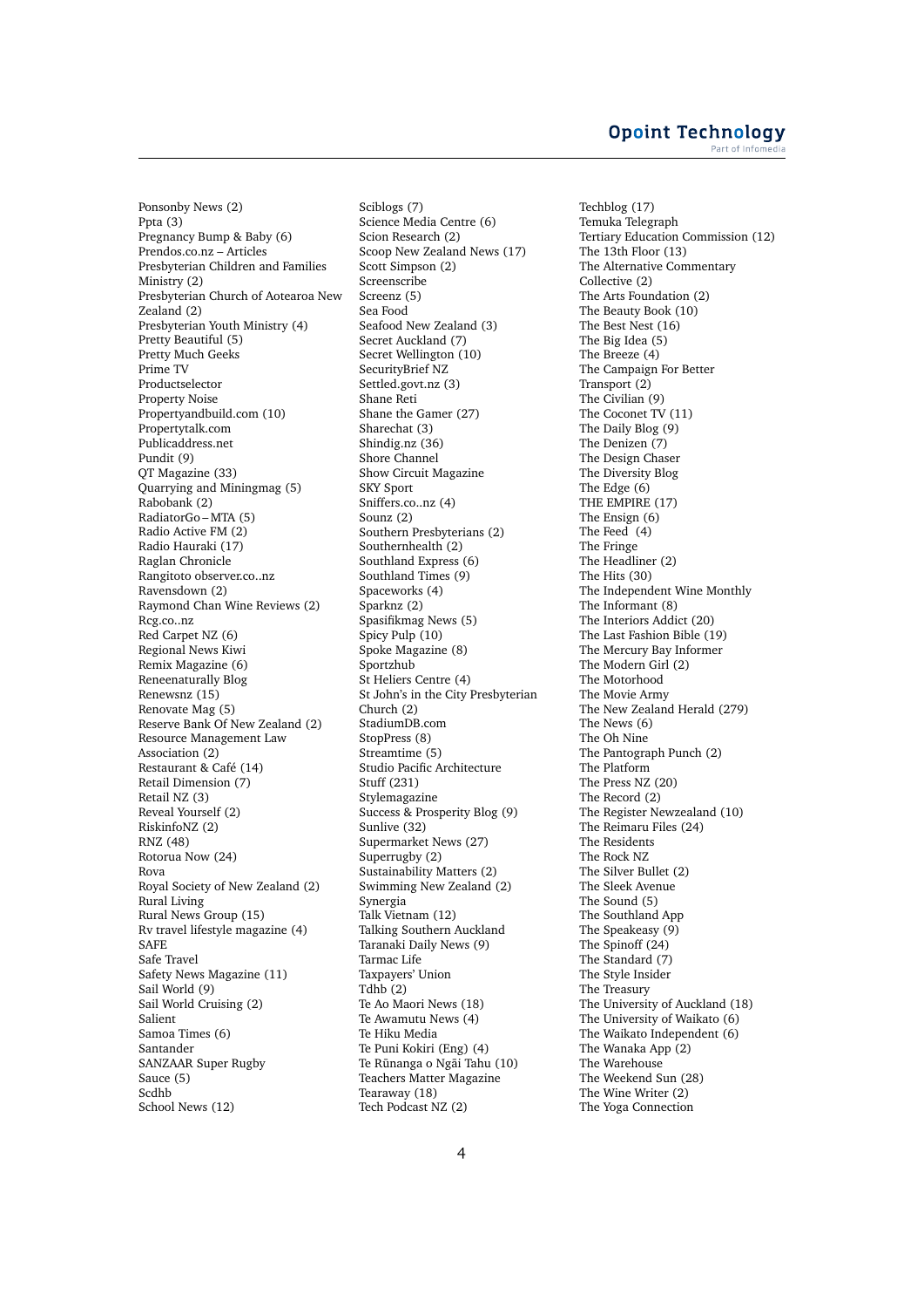Ponsonby News (2)
Ppta (3)
Pregnancy Bump & Baby (6)
Prendos.co.nz – Articles
Presbyterian Children and Families Ministry (2)
Presbyterian Church of Aotearoa New Zealand (2)
Presbyterian Youth Ministry (4)
Pretty Beautiful (5)
Pretty Much Geeks
Prime TV
Productselector
Property Noise
Propertyandbuild.com (10)
Propertytalk.com
Publicaddress.net
Pundit (9)
QT Magazine (33)
Quarrying and Miningmag (5)
Rabobank (2)
RadiatorGo – MTA (5)
Radio Active FM (2)
Radio Hauraki (17)
Raglan Chronicle
Rangitoto observer.co..nz
Ravensdown (2)
Raymond Chan Wine Reviews (2)
Rcg.co..nz
Red Carpet NZ (6)
Regional News Kiwi
Remix Magazine (6)
Reneenaturally Blog
Renewsnz (15)
Renovate Mag (5)
Reserve Bank Of New Zealand (2)
Resource Management Law Association (2)
Restaurant & Café (14)
Retail Dimension (7)
Retail NZ (3)
Reveal Yourself (2)
RiskinfoNZ (2)
RNZ (48)
Rotorua Now (24)
Rova
Royal Society of New Zealand (2)
Rural Living
Rural News Group (15)
Rv travel lifestyle magazine (4)
SAFE
Safe Travel
Safety News Magazine (11)
Sail World (9)
Sail World Cruising (2)
Salient
Samoa Times (6)
Santander
SANZAAR Super Rugby
Sauce (5)
Scdhb
School News (12)
Sciblogs (7)
Science Media Centre (6)
Scion Research (2)
Scoop New Zealand News (17)
Scott Simpson (2)
Screenscribe
Screenz (5)
Sea Food
Seafood New Zealand (3)
Secret Auckland (7)
Secret Wellington (10)
SecurityBrief NZ
Settled.govt.nz (3)
Shane Reti
Shane the Gamer (27)
Sharechat (3)
Shindig.nz (36)
Shore Channel
Show Circuit Magazine
SKY Sport
Sniffers.co..nz (4)
Sounz (2)
Southern Presbyterians (2)
Southernhealth (2)
Southland Express (6)
Southland Times (9)
Spaceworks (4)
Sparknz (2)
Spasifikmag News (5)
Spicy Pulp (10)
Spoke Magazine (8)
Sportzhub
St Heliers Centre (4)
St John's in the City Presbyterian Church (2)
StadiumDB.com
StopPress (8)
Streamtime (5)
Studio Pacific Architecture
Stuff (231)
Stylemagazine
Success & Prosperity Blog (9)
Sunlive (32)
Supermarket News (27)
Superrugby (2)
Sustainability Matters (2)
Swimming New Zealand (2)
Synergia
Talk Vietnam (12)
Talking Southern Auckland
Taranaki Daily News (9)
Tarmac Life
Taxpayers' Union
Tdhb (2)
Te Ao Maori News (18)
Te Awamutu News (4)
Te Hiku Media
Te Puni Kokiri (Eng) (4)
Te Rūnanga o Ngāi Tahu (10)
Teachers Matter Magazine
Tearaway (18)
Tech Podcast NZ (2)
Techblog (17)
Temuka Telegraph
Tertiary Education Commission (12)
The 13th Floor (13)
The Alternative Commentary Collective (2)
The Arts Foundation (2)
The Beauty Book (10)
The Best Nest (16)
The Big Idea (5)
The Breeze (4)
The Campaign For Better Transport (2)
The Civilian (9)
The Coconet TV (11)
The Daily Blog (9)
The Denizen (7)
The Design Chaser
The Diversity Blog
The Edge (6)
THE EMPIRE (17)
The Ensign (6)
The Feed (4)
The Fringe
The Headliner (2)
The Hits (30)
The Independent Wine Monthly
The Informant (8)
The Interiors Addict (20)
The Last Fashion Bible (19)
The Mercury Bay Informer
The Modern Girl (2)
The Motorhood
The Movie Army
The New Zealand Herald (279)
The News (6)
The Oh Nine
The Pantograph Punch (2)
The Platform
The Press NZ (20)
The Record (2)
The Register Newzealand (10)
The Reimaru Files (24)
The Residents
The Rock NZ
The Silver Bullet (2)
The Sleek Avenue
The Sound (5)
The Southland App
The Speakeasy (9)
The Spinoff (24)
The Standard (7)
The Style Insider
The Treasury
The University of Auckland (18)
The University of Waikato (6)
The Waikato Independent (6)
The Wanaka App (2)
The Warehouse
The Weekend Sun (28)
The Wine Writer (2)
The Yoga Connection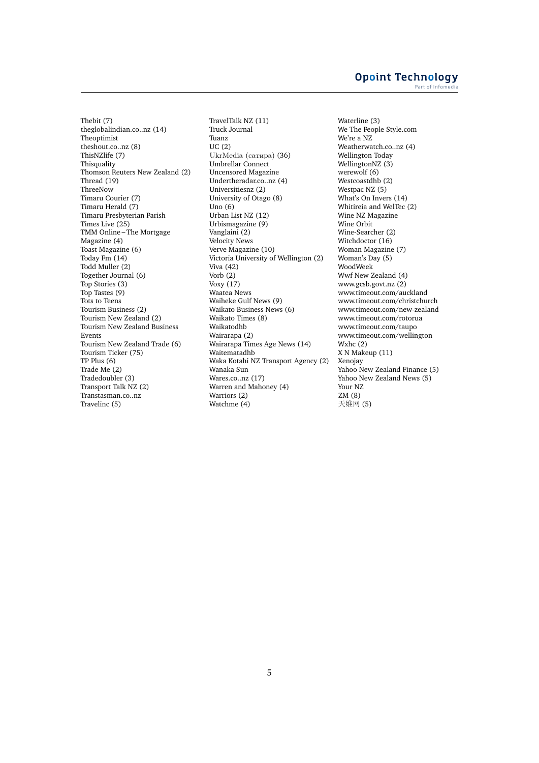Thebit (7)
theglobalindian.co..nz (14)
Theoptimist
theshout.co..nz (8)
ThisNZlife (7)
Thisquality
Thomson Reuters New Zealand (2)
Thread (19)
ThreeNow
Timaru Courier (7)
Timaru Herald (7)
Timaru Presbyterian Parish
Times Live (25)
TMM Online – The Mortgage Magazine (4)
Toast Magazine (6)
Today Fm (14)
Todd Muller (2)
Together Journal (6)
Top Stories (3)
Top Tastes (9)
Tots to Teens
Tourism Business (2)
Tourism New Zealand (2)
Tourism New Zealand Business Events
Tourism New Zealand Trade (6)
Tourism Ticker (75)
TP Plus (6)
Trade Me (2)
Tradedoubler (3)
Transport Talk NZ (2)
Transtasman.co..nz
Travelinc (5)
TravelTalk NZ (11)
Truck Journal
Tuanz
UC (2)
UkrMedia (сатира) (36)
Umbrellar Connect
Uncensored Magazine
Undertheradar.co..nz (4)
Universitiesnz (2)
University of Otago (8)
Uno (6)
Urban List NZ (12)
Urbismagazine (9)
Vanglaini (2)
Velocity News
Verve Magazine (10)
Victoria University of Wellington (2)
Viva (42)
Vorb (2)
Voxy (17)
Waatea News
Waiheke Gulf News (9)
Waikato Business News (6)
Waikato Times (8)
Waikatodhb
Wairarapa (2)
Wairarapa Times Age News (14)
Waitematadhb
Waka Kotahi NZ Transport Agency (2)
Wanaka Sun
Wares.co..nz (17)
Warren and Mahoney (4)
Warriors (2)
Watchme (4)
Waterline (3)
We The People Style.com
We're a NZ
Weatherwatch.co..nz (4)
Wellington Today
WellingtonNZ (3)
werewolf (6)
Westcoastdhb (2)
Westpac NZ (5)
What's On Invers (14)
Whitireia and WelTec (2)
Wine NZ Magazine
Wine Orbit
Wine-Searcher (2)
Witchdoctor (16)
Woman Magazine (7)
Woman's Day (5)
WoodWeek
Wwf New Zealand (4)
www.gcsb.govt.nz (2)
www.timeout.com/auckland
www.timeout.com/christchurch
www.timeout.com/new-zealand
www.timeout.com/rotorua
www.timeout.com/taupo
www.timeout.com/wellington
Wxhc (2)
X N Makeup (11)
Xenojay
Yahoo New Zealand Finance (5)
Yahoo New Zealand News (5)
Your NZ
ZM (8)
天维网 (5)